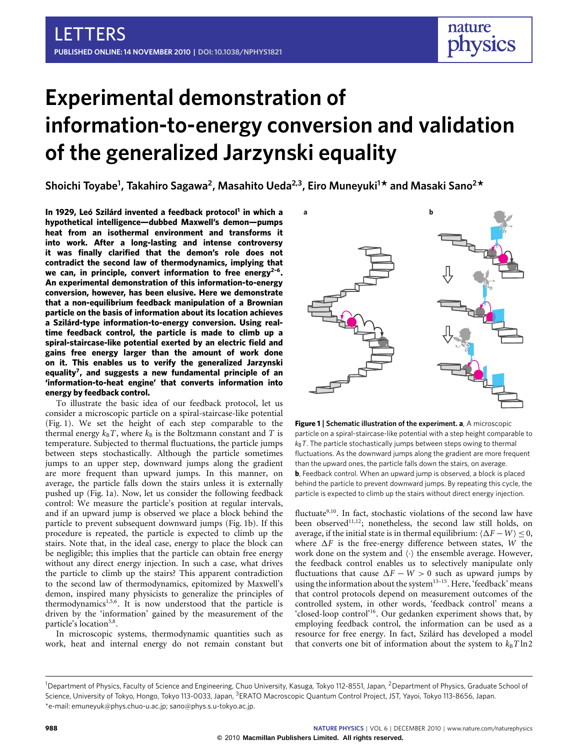LETTERS

# Experimental demonstration of information-to-energy conversion and validation of the generalized Jarzynski equality

**Shoichi Toyabe[1], Takahiro Sagawa[2], Masahito Ueda[2,3], Eiro Muneyuki[1]* and Masaki Sano[2]***

**In 1929, Leó Szilárd invented a feedback protocol[1] in which a hypothetical intelligence—dubbed Maxwell's demon—pumps heat from an isothermal environment and transforms it into work. After a long-lasting and intense controversy it was finally clarified that the demon's role does not contradict the second law of thermodynamics, implying that we can, in principle, convert information to free energy[2–6]. An experimental demonstration of this information-to-energy conversion, however, has been elusive. Here we demonstrate that a non-equilibrium feedback manipulation of a Brownian particle on the basis of information about its location achieves a Szilárd-type information-to-energy conversion. Using real-time feedback control, the particle is made to climb up a spiral-staircase-like potential exerted by an electric field and gains free energy larger than the amount of work done on it. This enables us to verify the generalized Jarzynski equality[7], and suggests a new fundamental principle of an 'information-to-heat engine' that converts information into energy by feedback control.**

To illustrate the basic idea of our feedback protocol, let us consider a microscopic particle on a spiral-staircase-like potential (Fig. 1). We set the height of each step comparable to the thermal energy $k_B T$, where $k_B$ is the Boltzmann constant and $T$ is temperature. Subjected to thermal fluctuations, the particle jumps between steps stochastically. Although the particle sometimes jumps to an upper step, downward jumps along the gradient are more frequent than upward jumps. In this manner, on average, the particle falls down the stairs unless it is externally pushed up (Fig. 1a). Now, let us consider the following feedback control: We measure the particle's position at regular intervals, and if an upward jump is observed we place a block behind the particle to prevent subsequent downward jumps (Fig. 1b). If this procedure is repeated, the particle is expected to climb up the stairs. Note that, in the ideal case, energy to place the block can be negligible; this implies that the particle can obtain free energy without any direct energy injection. In such a case, what drives the particle to climb up the stairs? This apparent contradiction to the second law of thermodynamics, epitomized by Maxwell's demon, inspired many physicists to generalize the principles of thermodynamics[1,5,6]. It is now understood that the particle is driven by the 'information' gained by the measurement of the particle's location[5,8].

In microscopic systems, thermodynamic quantities such as work, heat and internal energy do not remain constant but fluctuate[9,10]. In fact, stochastic violations of the second law have been observed[11,12]; nonetheless, the second law still holds, on average, if the initial state is in thermal equilibrium: $\langle \Delta F - W \rangle \leq 0$, where $\Delta F$ is the free-energy difference between states, $W$ the work done on the system and $\langle\cdot\rangle$ the ensemble average. However, the feedback control enables us to selectively manipulate only fluctuations that cause $\Delta F - W > 0$ such as upward jumps by using the information about the system[13–15]. Here, 'feedback' means that control protocols depend on measurement outcomes of the controlled system, in other words, 'feedback control' means a 'closed-loop control'[16]. Our gedanken experiment shows that, by employing feedback control, the information can be used as a resource for free energy. In fact, Szilárd has developed a model that converts one bit of information about the system to $k_B T \ln 2$

**Figure 1 | Schematic illustration of the experiment. a**, A microscopic particle on a spiral-staircase-like potential with a step height comparable to $k_B T$. The particle stochastically jumps between steps owing to thermal fluctuations. As the downward jumps along the gradient are more frequent than the upward ones, the particle falls down the stairs, on average. **b**, Feedback control. When an upward jump is observed, a block is placed behind the particle to prevent downward jumps. By repeating this cycle, the particle is expected to climb up the stairs without direct energy injection.

[1]Department of Physics, Faculty of Science and Engineering, Chuo University, Kasuga, Tokyo 112-8551, Japan, [2]Department of Physics, Graduate School of Science, University of Tokyo, Hongo, Tokyo 113-0033, Japan, [3]ERATO Macroscopic Quantum Control Project, JST, Yayoi, Tokyo 113-8656, Japan. *e-mail: emuneyuk@phys.chuo-u.ac.jp; sano@phys.s.u-tokyo.ac.jp.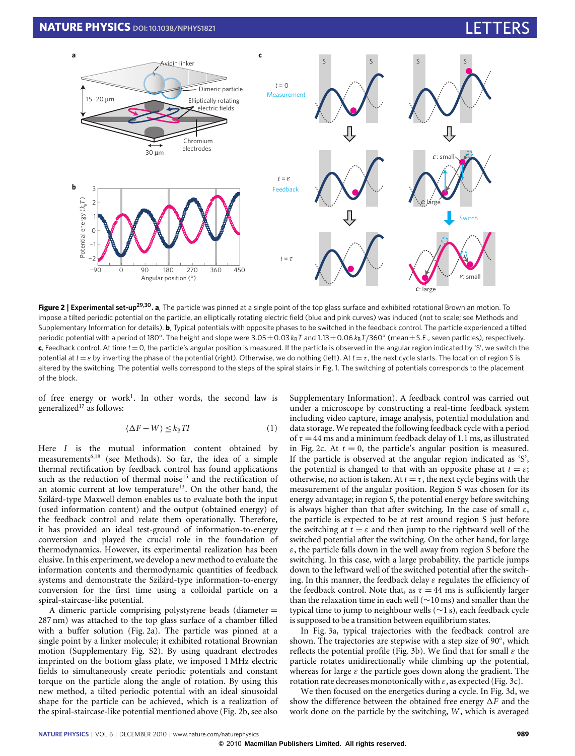**Figure 2 | Experimental set-up[29,30].** **a**, The particle was pinned at a single point of the top glass surface and exhibited rotational Brownian motion. To impose a tilted periodic potential on the particle, an elliptically rotating electric field (blue and pink curves) was induced (not to scale; see Methods and Supplementary Information for details). **b**, Typical potentials with opposite phases to be switched in the feedback control. The particle experienced a tilted periodic potential with a period of 180°. The height and slope were $3.05 \pm 0.03\,k_BT$ and $1.13 \pm 0.06\,k_BT/360°$ (mean ± S.E., seven particles), respectively. **c**, Feedback control. At time $t = 0$, the particle's angular position is measured. If the particle is observed in the angular region indicated by 'S', we switch the potential at $t = \varepsilon$ by inverting the phase of the potential (right). Otherwise, we do nothing (left). At $t = \tau$, the next cycle starts. The location of region S is altered by the switching. The potential wells correspond to the steps of the spiral stairs in Fig. 1. The switching of potentials corresponds to the placement of the block.

of free energy or work[1]. In other words, the second law is generalized[17] as follows:

$$\langle \Delta F - W \rangle \leq k_B T I \tag{1}$$

Here $I$ is the mutual information content obtained by measurements[6,18] (see Methods). So far, the idea of a simple thermal rectification by feedback control has found applications such as the reduction of thermal noise[15] and the rectification of an atomic current at low temperature[13]. On the other hand, the Szilárd-type Maxwell demon enables us to evaluate both the input (used information content) and the output (obtained energy) of the feedback control and relate them operationally. Therefore, it has provided an ideal test-ground of information-to-energy conversion and played the crucial role in the foundation of thermodynamics. However, its experimental realization has been elusive. In this experiment, we develop a new method to evaluate the information contents and thermodynamic quantities of feedback systems and demonstrate the Szilárd-type information-to-energy conversion for the first time using a colloidal particle on a spiral-staircase-like potential.

A dimeric particle comprising polystyrene beads (diameter = 287 nm) was attached to the top glass surface of a chamber filled with a buffer solution (Fig. 2a). The particle was pinned at a single point by a linker molecule; it exhibited rotational Brownian motion (Supplementary Fig. S2). By using quadrant electrodes imprinted on the bottom glass plate, we imposed 1 MHz electric fields to simultaneously create periodic potentials and constant torque on the particle along the angle of rotation. By using this new method, a tilted periodic potential with an ideal sinusoidal shape for the particle can be achieved, which is a realization of the spiral-staircase-like potential mentioned above (Fig. 2b, see also Supplementary Information). A feedback control was carried out under a microscope by constructing a real-time feedback system including video capture, image analysis, potential modulation and data storage. We repeated the following feedback cycle with a period of $\tau = 44$ ms and a minimum feedback delay of 1.1 ms, as illustrated in Fig. 2c. At $t = 0$, the particle's angular position is measured. If the particle is observed at the angular region indicated as 'S', the potential is changed to that with an opposite phase at $t = \varepsilon$; otherwise, no action is taken. At $t = \tau$, the next cycle begins with the measurement of the angular position. Region S was chosen for its energy advantage; in region S, the potential energy before switching is always higher than that after switching. In the case of small $\varepsilon$, the particle is expected to be at rest around region S just before the switching at $t = \varepsilon$ and then jump to the rightward well of the switched potential after the switching. On the other hand, for large $\varepsilon$, the particle falls down in the well away from region S before the switching. In this case, with a large probability, the particle jumps down to the leftward well of the switched potential after the switching. In this manner, the feedback delay $\varepsilon$ regulates the efficiency of the feedback control. Note that, as $\tau = 44$ ms is sufficiently larger than the relaxation time in each well (~10 ms) and smaller than the typical time to jump to neighbour wells (~1 s), each feedback cycle is supposed to be a transition between equilibrium states.

In Fig. 3a, typical trajectories with the feedback control are shown. The trajectories are stepwise with a step size of 90°, which reflects the potential profile (Fig. 3b). We find that for small $\varepsilon$ the particle rotates unidirectionally while climbing up the potential, whereas for large $\varepsilon$ the particle goes down along the gradient. The rotation rate decreases monotonically with $\varepsilon$, as expected (Fig. 3c).

We then focused on the energetics during a cycle. In Fig. 3d, we show the difference between the obtained free energy $\Delta F$ and the work done on the particle by the switching, $W$, which is averaged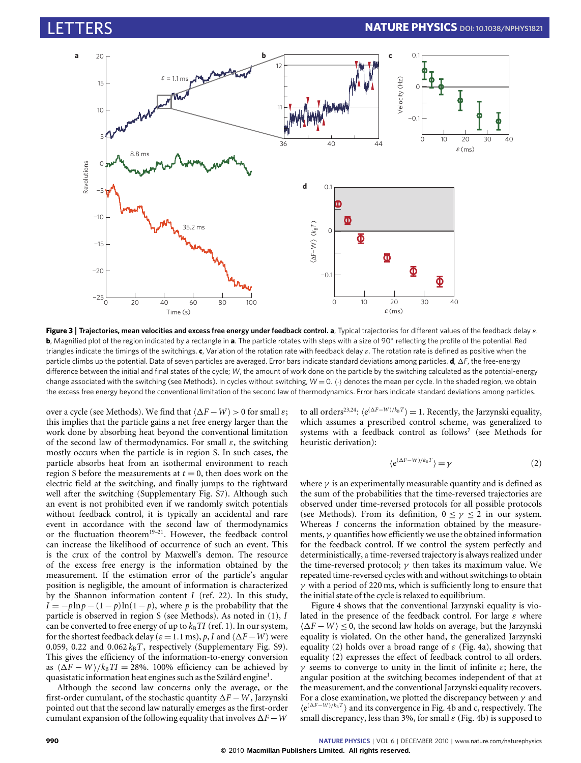**Figure 3 | Trajectories, mean velocities and excess free energy under feedback control. a**, Typical trajectories for different values of the feedback delay $\varepsilon$. **b**, Magnified plot of the region indicated by a rectangle in **a**. The particle rotates with steps with a size of 90° reflecting the profile of the potential. Red triangles indicate the timings of the switchings. **c**, Variation of the rotation rate with feedback delay $\varepsilon$. The rotation rate is defined as positive when the particle climbs up the potential. Data of seven particles are averaged. Error bars indicate standard deviations among particles. **d**, $\Delta F$, the free-energy difference between the initial and final states of the cycle; $W$, the amount of work done on the particle by the switching calculated as the potential-energy change associated with the switching (see Methods). In cycles without switching, $W = 0$. $\langle\cdot\rangle$ denotes the mean per cycle. In the shaded region, we obtain the excess free energy beyond the conventional limitation of the second law of thermodynamics. Error bars indicate standard deviations among particles.

over a cycle (see Methods). We find that $\langle \Delta F - W \rangle > 0$ for small $\varepsilon$; this implies that the particle gains a net free energy larger than the work done by absorbing heat beyond the conventional limitation of the second law of thermodynamics. For small $\varepsilon$, the switching mostly occurs when the particle is in region S. In such cases, the particle absorbs heat from an isothermal environment to reach region S before the measurements at $t = 0$, then does work on the electric field at the switching, and finally jumps to the rightward well after the switching (Supplementary Fig. S7). Although such an event is not prohibited even if we randomly switch potentials without feedback control, it is typically an accidental and rare event in accordance with the second law of thermodynamics or the fluctuation theorem[19–21]. However, the feedback control can increase the likelihood of occurrence of such an event. This is the crux of the control by Maxwell's demon. The resource of the excess free energy is the information obtained by the measurement. If the estimation error of the particle's angular position is negligible, the amount of information is characterized by the Shannon information content $I$ (ref. 22). In this study, $I = -p\ln p - (1-p)\ln(1-p)$, where $p$ is the probability that the particle is observed in region S (see Methods). As noted in (1), $I$ can be converted to free energy of up to $k_BTI$ (ref. 1). In our system, for the shortest feedback delay ($\varepsilon = 1.1$ ms), $p$, $I$ and $\langle \Delta F - W \rangle$ were 0.059, 0.22 and 0.062 $k_BT$, respectively (Supplementary Fig. S9). This gives the efficiency of the information-to-energy conversion as $\langle \Delta F - W \rangle / k_BTI = 28\%$. 100% efficiency can be achieved by quasistatic information heat engines such as the Szilárd engine[1].

Although the second law concerns only the average, or the first-order cumulant, of the stochastic quantity $\Delta F - W$, Jarzynski pointed out that the second law naturally emerges as the first-order cumulant expansion of the following equality that involves $\Delta F - W$ to all orders[23,24]: $\langle e^{(\Delta F - W)/k_BT} \rangle = 1$. Recently, the Jarzynski equality, which assumes a prescribed control scheme, was generalized to systems with a feedback control as follows[7] (see Methods for heuristic derivation):

$$\langle e^{(\Delta F - W)/k_BT} \rangle = \gamma \tag{2}$$

where $\gamma$ is an experimentally measurable quantity and is defined as the sum of the probabilities that the time-reversed trajectories are observed under time-reversed protocols for all possible protocols (see Methods). From its definition, $0 \le \gamma \le 2$ in our system. Whereas $I$ concerns the information obtained by the measurements, $\gamma$ quantifies how efficiently we use the obtained information for the feedback control. If we control the system perfectly and deterministically, a time-reversed trajectory is always realized under the time-reversed protocol; $\gamma$ then takes its maximum value. We repeated time-reversed cycles with and without switchings to obtain $\gamma$ with a period of 220 ms, which is sufficiently long to ensure that the initial state of the cycle is relaxed to equilibrium.

Figure 4 shows that the conventional Jarzynski equality is violated in the presence of the feedback control. For large $\varepsilon$ where $\langle \Delta F - W \rangle \le 0$, the second law holds on average, but the Jarzynski equality is violated. On the other hand, the generalized Jarzynski equality (2) holds over a broad range of $\varepsilon$ (Fig. 4a), showing that equality (2) expresses the effect of feedback control to all orders. $\gamma$ seems to converge to unity in the limit of infinite $\varepsilon$; here, the angular position at the switching becomes independent of that at the measurement, and the conventional Jarzynski equality recovers. For a close examination, we plotted the discrepancy between $\gamma$ and $\langle e^{(\Delta F - W)/k_BT} \rangle$ and its convergence in Fig. 4b and c, respectively. The small discrepancy, less than 3%, for small $\varepsilon$ (Fig. 4b) is supposed to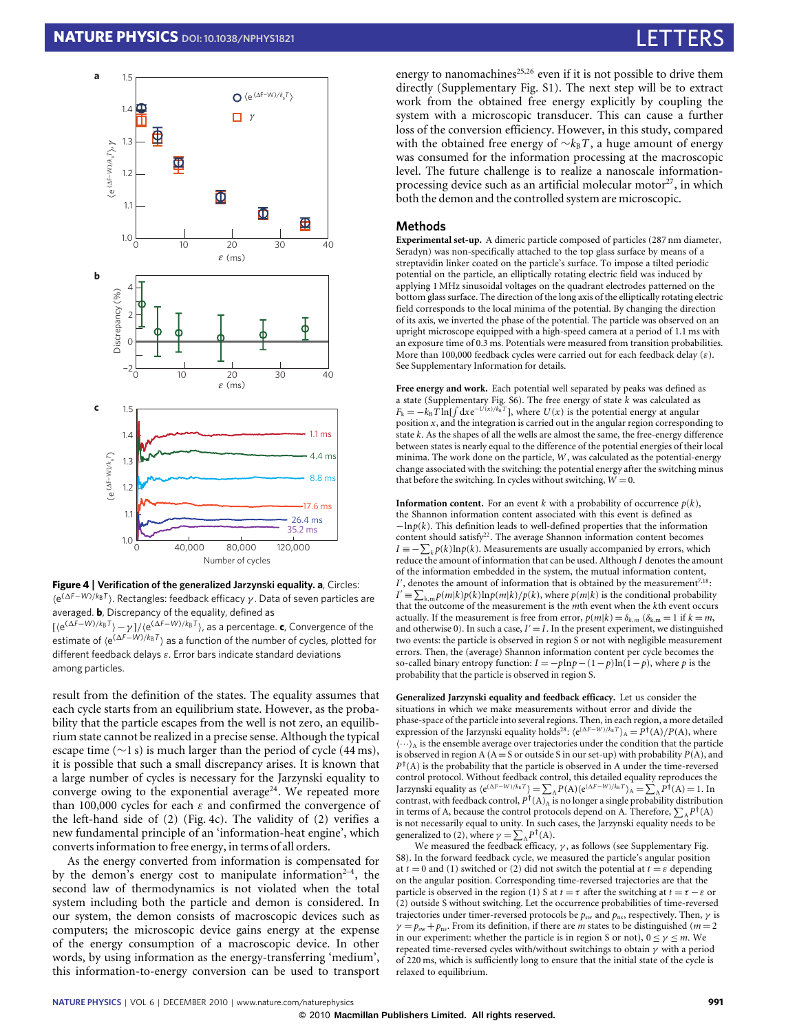**Figure 4 | Verification of the generalized Jarzynski equality. a**, Circles: $\langle e^{(\Delta F-W)/k_BT}\rangle$. Rectangles: feedback efficacy $\gamma$. Data of seven particles are averaged. **b**, Discrepancy of the equality, defined as $[\langle e^{(\Delta F-W)/k_BT}\rangle - \gamma]/\langle e^{(\Delta F-W)/k_BT}\rangle$, as a percentage. **c**, Convergence of the estimate of $\langle e^{(\Delta F-W)/k_BT}\rangle$ as a function of the number of cycles, plotted for different feedback delays $\varepsilon$. Error bars indicate standard deviations among particles.

result from the definition of the states. The equality assumes that each cycle starts from an equilibrium state. However, as the probability that the particle escapes from the well is not zero, an equilibrium state cannot be realized in a precise sense. Although the typical escape time (~1 s) is much larger than the period of cycle (44 ms), it is possible that such a small discrepancy arises. It is known that a large number of cycles is necessary for the Jarzynski equality to converge owing to the exponential average[24]. We repeated more than 100,000 cycles for each $\varepsilon$ and confirmed the convergence of the left-hand side of (2) (Fig. 4c). The validity of (2) verifies a new fundamental principle of an 'information-heat engine', which converts information to free energy, in terms of all orders.

As the energy converted from information is compensated for by the demon's energy cost to manipulate information[2–4], the second law of thermodynamics is not violated when the total system including both the particle and demon is considered. In our system, the demon consists of macroscopic devices such as computers; the microscopic device gains energy at the expense of the energy consumption of a macroscopic device. In other words, by using information as the energy-transferring 'medium', this information-to-energy conversion can be used to transport energy to nanomachines[25,26] even if it is not possible to drive them directly (Supplementary Fig. S1). The next step will be to extract work from the obtained free energy explicitly by coupling the system with a microscopic transducer. This can cause a further loss of the conversion efficiency. However, in this study, compared with the obtained free energy of $\sim k_BT$, a huge amount of energy was consumed for the information processing at the macroscopic level. The future challenge is to realize a nanoscale information-processing device such as an artificial molecular motor[27], in which both the demon and the controlled system are microscopic.

## Methods

**Experimental set-up.** A dimeric particle composed of particles (287 nm diameter, Seradyn) was non-specifically attached to the top glass surface by means of a streptavidin linker coated on the particle's surface. To impose a tilted periodic potential on the particle, an elliptically rotating electric field was induced by applying 1 MHz sinusoidal voltages on the quadrant electrodes patterned on the bottom glass surface. The direction of the long axis of the elliptically rotating electric field corresponds to the local minima of the potential. By changing the direction of its axis, we inverted the phase of the potential. The particle was observed on an upright microscope equipped with a high-speed camera at a period of 1.1 ms with an exposure time of 0.3 ms. Potentials were measured from transition probabilities. More than 100,000 feedback cycles were carried out for each feedback delay ($\varepsilon$). See Supplementary Information for details.

**Free energy and work.** Each potential well separated by peaks was defined as a state (Supplementary Fig. S6). The free energy of state $k$ was calculated as $F_k = -k_BT\ln[\int dx e^{-U(x)/k_BT}]$, where $U(x)$ is the potential energy at angular position $x$, and the integration is carried out in the angular region corresponding to state $k$. As the shapes of all the wells are almost the same, the free-energy difference between states is nearly equal to the difference of the potential energies of their local minima. The work done on the particle, $W$, was calculated as the potential-energy change associated with the switching: the potential energy after the switching minus that before the switching. In cycles without switching, $W = 0$.

**Information content.** For an event $k$ with a probability of occurrence $p(k)$, the Shannon information content associated with this event is defined as $-\ln p(k)$. This definition leads to well-defined properties that the information content should satisfy[22]. The average Shannon information content becomes $I \equiv -\sum_k p(k)\ln p(k)$. Measurements are usually accompanied by errors, which reduce the amount of information that can be used. Although $I$ denotes the amount of the information embedded in the system, the mutual information content, $I'$, denotes the amount of information that is obtained by the measurement[7,18]: $I' \equiv \sum_{k,m} p(m|k)p(k)\ln p(m|k)/p(k)$, where $p(m|k)$ is the conditional probability that the outcome of the measurement is the $m$th event when the $k$th event occurs actually. If the measurement is free from error, $p(m|k) = \delta_{k,m}$ ($\delta_{k,m} = 1$ if $k = m$, and otherwise 0). In such a case, $I' = I$. In the present experiment, we distinguished two events: the particle is observed in region S or not with negligible measurement errors. Then, the (average) Shannon information content per cycle becomes the so-called binary entropy function: $I = -p\ln p - (1-p)\ln(1-p)$, where $p$ is the probability that the particle is observed in region S.

**Generalized Jarzynski equality and feedback efficacy.** Let us consider the situations in which we make measurements without error and divide the phase-space of the particle into several regions. Then, in each region, a more detailed expression of the Jarzynski equality holds[28]: $\langle e^{(\Delta F-W)/k_BT}\rangle_A = P^\dagger(A)/P(A)$, where $\langle\cdots\rangle_A$ is the ensemble average over trajectories under the condition that the particle is observed in region A (A = S or outside S in our set-up) with probability $P(A)$, and $P^\dagger(A)$ is the probability that the particle is observed in A under the time-reversed control protocol. Without feedback control, this detailed equality reproduces the Jarzynski equality as $\langle e^{(\Delta F-W)/k_BT}\rangle = \sum_A P(A)\langle e^{(\Delta F-W)/k_BT}\rangle_A = \sum_A P^\dagger(A) = 1$. In contrast, with feedback control, $P^\dagger(A)_A$ is no longer a single probability distribution in terms of A, because the control protocols depend on A. Therefore, $\sum_A P^\dagger(A)$ is not necessarily equal to unity. In such cases, the Jarzynski equality needs to be generalized to (2), where $\gamma = \sum_A P^\dagger(A)$.

We measured the feedback efficacy, $\gamma$, as follows (see Supplementary Fig. S8). In the forward feedback cycle, we measured the particle's angular position at $t = 0$ and (1) switched or (2) did not switch the potential at $t = \varepsilon$ depending on the angular position. Corresponding time-reversed trajectories are that the particle is observed in the region (1) S at $t = \tau$ after the switching at $t = \tau - \varepsilon$ or (2) outside S without switching. Let the occurrence probabilities of time-reversed trajectories under timer-reversed protocols be $p_{sw}$ and $p_{ns}$, respectively. Then, $\gamma$ is $\gamma = p_{sw} + p_{ns}$. From its definition, if there are $m$ states to be distinguished ($m = 2$ in our experiment: whether the particle is in region S or not), $0 \le \gamma \le m$. We repeated time-reversed cycles with/without switchings to obtain $\gamma$ with a period of 220 ms, which is sufficiently long to ensure that the initial state of the cycle is relaxed to equilibrium.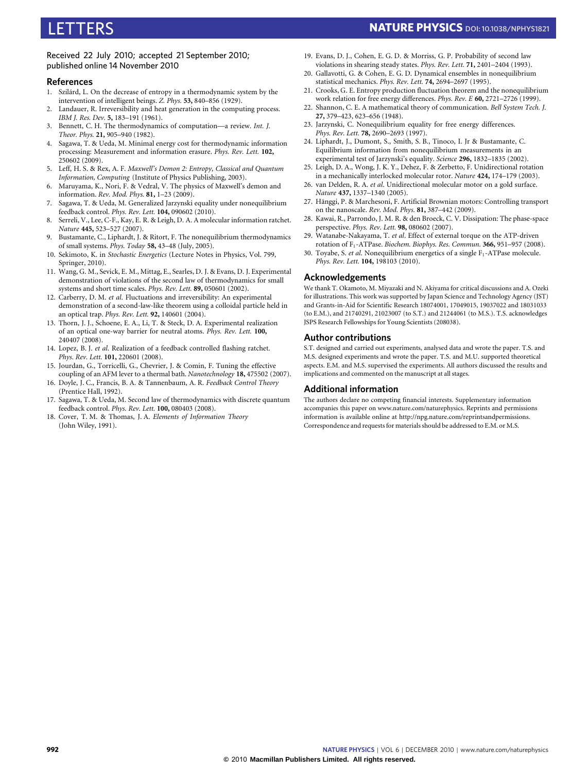Received 22 July 2010; accepted 21 September 2010; published online 14 November 2010

## References

1. Szilárd, L. On the decrease of entropy in a thermodynamic system by the intervention of intelligent beings. *Z. Phys.* **53,** 840–856 (1929).
2. Landauer, R. Irreversibility and heat generation in the computing process. *IBM J. Res. Dev.* **5,** 183–191 (1961).
3. Bennett, C. H. The thermodynamics of computation—a review. *Int. J. Theor. Phys.* **21,** 905–940 (1982).
4. Sagawa, T. & Ueda, M. Minimal energy cost for thermodynamic information processing: Measurement and information erasure. *Phys. Rev. Lett.* **102,** 250602 (2009).
5. Leff, H. S. & Rex, A. F. *Maxwell's Demon 2: Entropy, Classical and Quantum Information, Computing* (Institute of Physics Publishing, 2003).
6. Maruyama, K., Nori, F. & Vedral, V. The physics of Maxwell's demon and information. *Rev. Mod. Phys.* **81,** 1–23 (2009).
7. Sagawa, T. & Ueda, M. Generalized Jarzynski equality under nonequilibrium feedback control. *Phys. Rev. Lett.* **104,** 090602 (2010).
8. Serreli, V., Lee, C-F., Kay, E. R. & Leigh, D. A. A molecular information ratchet. *Nature* **445,** 523–527 (2007).
9. Bustamante, C., Liphardt, J. & Ritort, F. The nonequilibrium thermodynamics of small systems. *Phys. Today* **58,** 43–48 (July, 2005).
10. Sekimoto, K. in *Stochastic Energetics* (Lecture Notes in Physics, Vol. 799, Springer, 2010).
11. Wang, G. M., Sevick, E. M., Mittag, E., Searles, D. J. & Evans, D. J. Experimental demonstration of violations of the second law of thermodynamics for small systems and short time scales. *Phys. Rev. Lett.* **89,** 050601 (2002).
12. Carberry, D. M. *et al.* Fluctuations and irreversibility: An experimental demonstration of a second-law-like theorem using a colloidal particle held in an optical trap. *Phys. Rev. Lett.* **92,** 140601 (2004).
13. Thorn, J. J., Schoene, E. A., Li, T. & Steck, D. A. Experimental realization of an optical one-way barrier for neutral atoms. *Phys. Rev. Lett.* **100,** 240407 (2008).
14. Lopez, B. J. *et al.* Realization of a feedback controlled flashing ratchet. *Phys. Rev. Lett.* **101,** 220601 (2008).
15. Jourdan, G., Torricelli, G., Chevrier, J. & Comin, F. Tuning the effective coupling of an AFM lever to a thermal bath. *Nanotechnology* **18,** 475502 (2007).
16. Doyle, J. C., Francis, B. A. & Tannenbaum, A. R. *Feedback Control Theory* (Prentice Hall, 1992).
17. Sagawa, T. & Ueda, M. Second law of thermodynamics with discrete quantum feedback control. *Phys. Rev. Lett.* **100,** 080403 (2008).
18. Cover, T. M. & Thomas, J. A. *Elements of Information Theory* (John Wiley, 1991).
19. Evans, D. J., Cohen, E. G. D. & Morriss, G. P. Probability of second law violations in shearing steady states. *Phys. Rev. Lett.* **71,** 2401–2404 (1993).
20. Gallavotti, G. & Cohen, E. G. D. Dynamical ensembles in nonequilibrium statistical mechanics. *Phys. Rev. Lett.* **74,** 2694–2697 (1995).
21. Crooks, G. E. Entropy production fluctuation theorem and the nonequilibrium work relation for free energy differences. *Phys. Rev. E* **60,** 2721–2726 (1999).
22. Shannon, C. E. A mathematical theory of communication. *Bell System Tech. J.* **27,** 379–423, 623–656 (1948).
23. Jarzynski, C. Nonequilibrium equality for free energy differences. *Phys. Rev. Lett.* **78,** 2690–2693 (1997).
24. Liphardt, J., Dumont, S., Smith, S. B., Tinoco, I. Jr & Bustamante, C. Equilibrium information from nonequilibrium measurements in an experimental test of Jarzynski's equality. *Science* **296,** 1832–1835 (2002).
25. Leigh, D. A., Wong, J. K. Y., Dehez, F. & Zerbetto, F. Unidirectional rotation in a mechanically interlocked molecular rotor. *Nature* **424,** 174–179 (2003).
26. van Delden, R. A. *et al.* Unidirectional molecular motor on a gold surface. *Nature* **437,** 1337–1340 (2005).
27. Hänggi, P. & Marchesoni, F. Artificial Brownian motors: Controlling transport on the nanoscale. *Rev. Mod. Phys.* **81,** 387–442 (2009).
28. Kawai, R., Parrondo, J. M. R. & den Broeck, C. V. Dissipation: The phase-space perspective. *Phys. Rev. Lett.* **98,** 080602 (2007).
29. Watanabe-Nakayama, T. *et al.* Effect of external torque on the ATP-driven rotation of $F_1$-ATPase. *Biochem. Biophys. Res. Commun.* **366,** 951–957 (2008).
30. Toyabe, S. *et al.* Nonequilibrium energetics of a single $F_1$-ATPase molecule. *Phys. Rev. Lett.* **104,** 198103 (2010).

## Acknowledgements

We thank T. Okamoto, M. Miyazaki and N. Akiyama for critical discussions and A. Ozeki for illustrations. This work was supported by Japan Science and Technology Agency (JST) and Grants-in-Aid for Scientific Research 18074001, 17049015, 19037022 and 18031033 (to E.M.), and 21740291, 21023007 (to S.T.) and 21244061 (to M.S.). T.S. acknowledges JSPS Research Fellowships for Young Scientists (208038).

## Author contributions

S.T. designed and carried out experiments, analysed data and wrote the paper. T.S. and M.S. designed experiments and wrote the paper. T.S. and M.U. supported theoretical aspects. E.M. and M.S. supervised the experiments. All authors discussed the results and implications and commented on the manuscript at all stages.

## Additional information

The authors declare no competing financial interests. Supplementary information accompanies this paper on www.nature.com/naturephysics. Reprints and permissions information is available online at http://npg.nature.com/reprintsandpermissions. Correspondence and requests for materials should be addressed to E.M. or M.S.